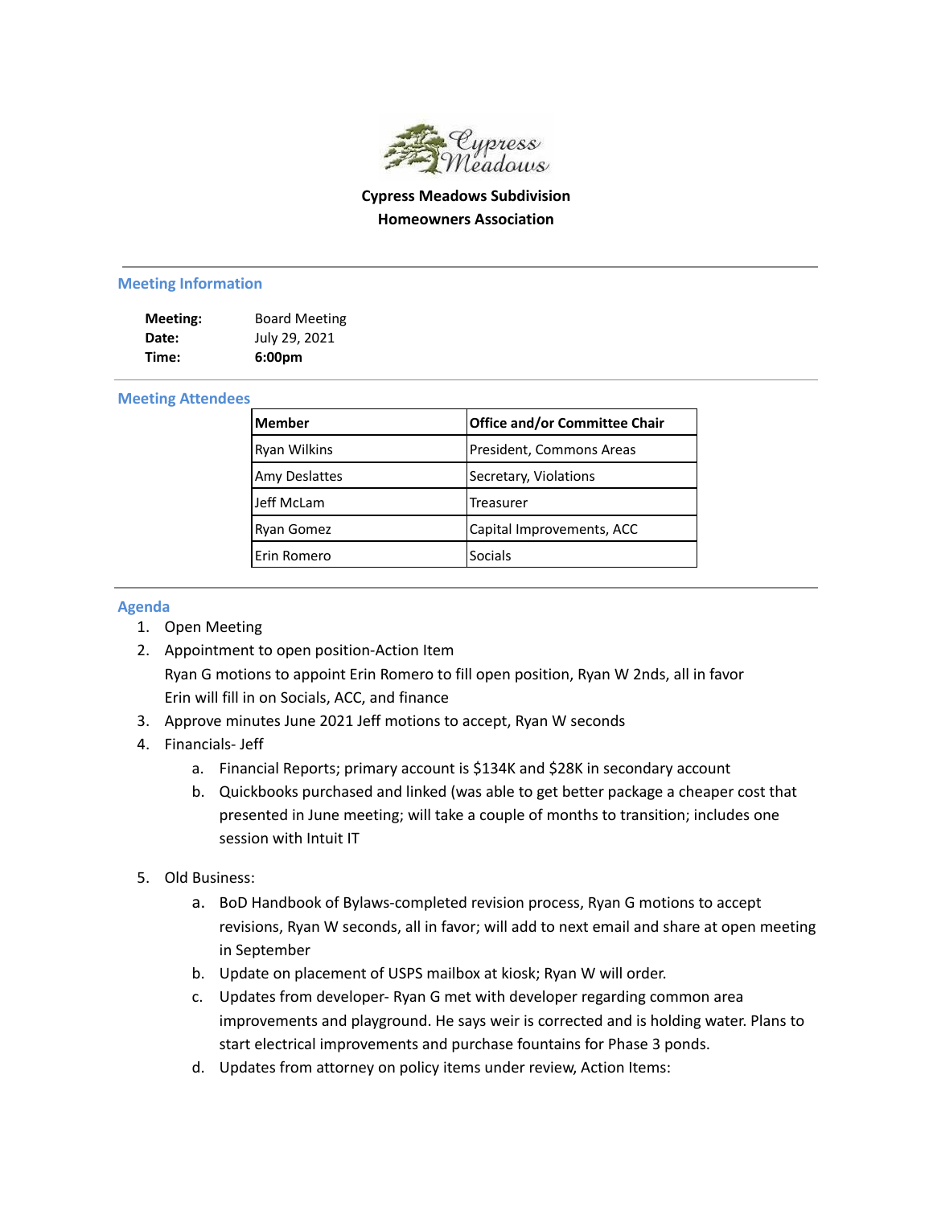# Cypress Meadows Subdivision
## Homeowners Association

### Meeting Information

**Meeting:** Board Meeting
**Date:** July 29, 2021
**Time:** **6:00pm**

### Meeting Attendees

| **Member** | **Office and/or Committee Chair** |
|---|---|
| Ryan Wilkins | President, Commons Areas |
| Amy Deslattes | Secretary, Violations |
| Jeff McLam | Treasurer |
| Ryan Gomez | Capital Improvements, ACC |
| Erin Romero | Socials |

### Agenda

1. Open Meeting
2. Appointment to open position-Action Item
   Ryan G motions to appoint Erin Romero to fill open position, Ryan W 2nds, all in favor
   Erin will fill in on Socials, ACC, and finance
3. Approve minutes June 2021 Jeff motions to accept, Ryan W seconds
4. Financials- Jeff
   a. Financial Reports; primary account is $134K and $28K in secondary account
   b. Quickbooks purchased and linked (was able to get better package a cheaper cost that presented in June meeting; will take a couple of months to transition; includes one session with Intuit IT
5. Old Business:
   a. BoD Handbook of Bylaws-completed revision process, Ryan G motions to accept revisions, Ryan W seconds, all in favor; will add to next email and share at open meeting in September
   b. Update on placement of USPS mailbox at kiosk; Ryan W will order.
   c. Updates from developer- Ryan G met with developer regarding common area improvements and playground. He says weir is corrected and is holding water. Plans to start electrical improvements and purchase fountains for Phase 3 ponds.
   d. Updates from attorney on policy items under review, Action Items: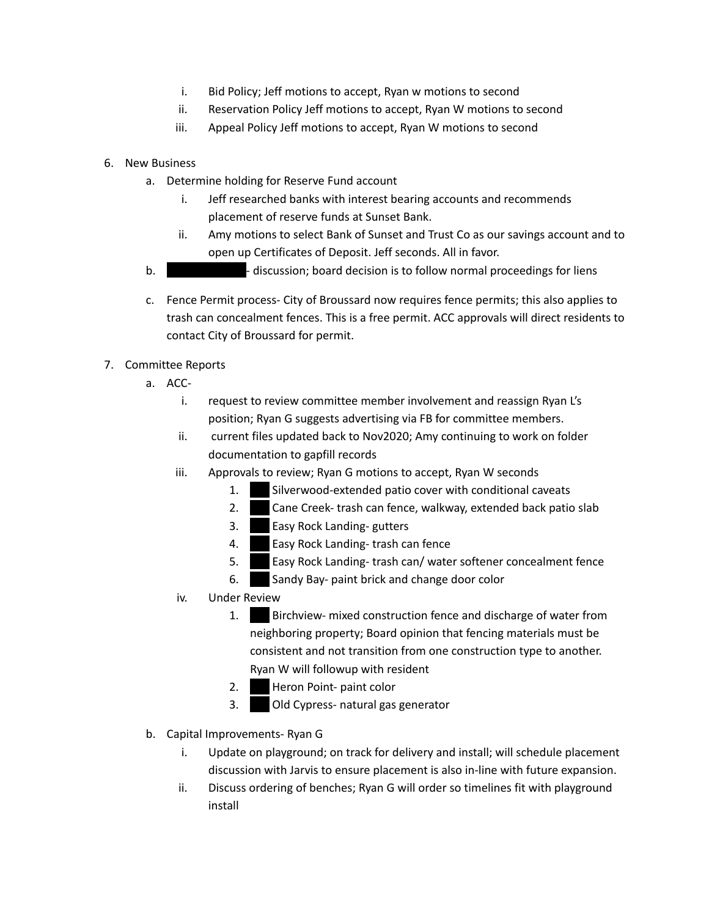i. Bid Policy; Jeff motions to accept, Ryan w motions to second
   ii. Reservation Policy Jeff motions to accept, Ryan W motions to second
   iii. Appeal Policy Jeff motions to accept, Ryan W motions to second

6. New Business
   a. Determine holding for Reserve Fund account
      i. Jeff researched banks with interest bearing accounts and recommends placement of reserve funds at Sunset Bank.
      ii. Amy motions to select Bank of Sunset and Trust Co as our savings account and to open up Certificates of Deposit. Jeff seconds. All in favor.
   b. ██████████- discussion; board decision is to follow normal proceedings for liens
   c. Fence Permit process- City of Broussard now requires fence permits; this also applies to trash can concealment fences. This is a free permit. ACC approvals will direct residents to contact City of Broussard for permit.

7. Committee Reports
   a. ACC-
      i. request to review committee member involvement and reassign Ryan L's position; Ryan G suggests advertising via FB for committee members.
      ii. current files updated back to Nov2020; Amy continuing to work on folder documentation to gapfill records
      iii. Approvals to review; Ryan G motions to accept, Ryan W seconds
         1. ███ Silverwood-extended patio cover with conditional caveats
         2. ███ Cane Creek- trash can fence, walkway, extended back patio slab
         3. ███ Easy Rock Landing- gutters
         4. ███ Easy Rock Landing- trash can fence
         5. ███ Easy Rock Landing- trash can/ water softener concealment fence
         6. ███ Sandy Bay- paint brick and change door color
      iv. Under Review
         1. ███ Birchview- mixed construction fence and discharge of water from neighboring property; Board opinion that fencing materials must be consistent and not transition from one construction type to another. Ryan W will followup with resident
         2. ███ Heron Point- paint color
         3. ███ Old Cypress- natural gas generator
   b. Capital Improvements- Ryan G
      i. Update on playground; on track for delivery and install; will schedule placement discussion with Jarvis to ensure placement is also in-line with future expansion.
      ii. Discuss ordering of benches; Ryan G will order so timelines fit with playground install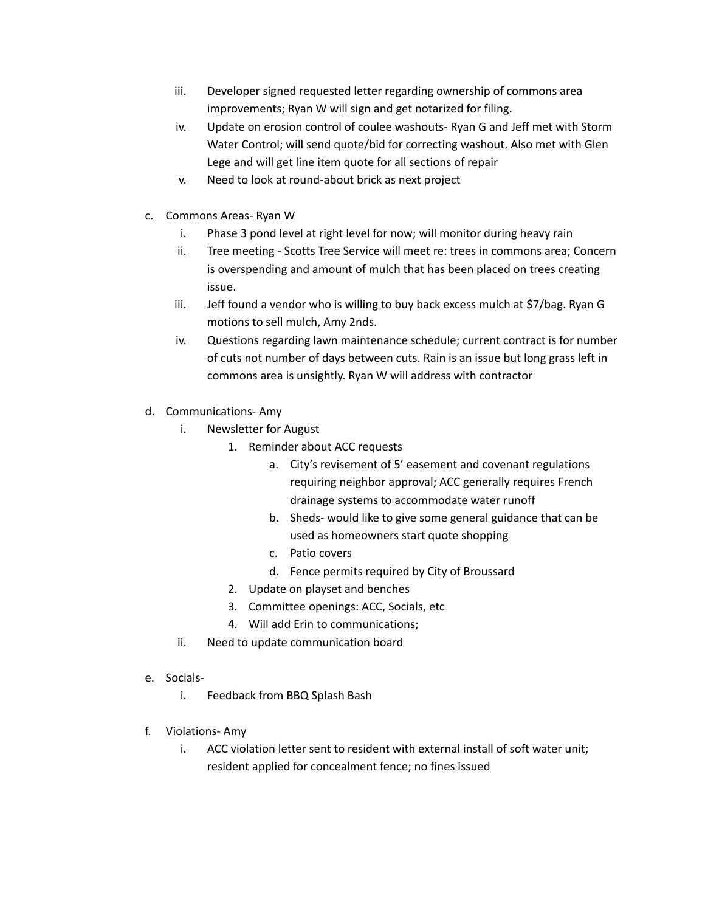iii. Developer signed requested letter regarding ownership of commons area improvements; Ryan W will sign and get notarized for filing.
   iv. Update on erosion control of coulee washouts- Ryan G and Jeff met with Storm Water Control; will send quote/bid for correcting washout. Also met with Glen Lege and will get line item quote for all sections of repair
   v. Need to look at round-about brick as next project

c. Commons Areas- Ryan W
   i. Phase 3 pond level at right level for now; will monitor during heavy rain
   ii. Tree meeting - Scotts Tree Service will meet re: trees in commons area; Concern is overspending and amount of mulch that has been placed on trees creating issue.
   iii. Jeff found a vendor who is willing to buy back excess mulch at $7/bag. Ryan G motions to sell mulch, Amy 2nds.
   iv. Questions regarding lawn maintenance schedule; current contract is for number of cuts not number of days between cuts. Rain is an issue but long grass left in commons area is unsightly. Ryan W will address with contractor

d. Communications- Amy
   i. Newsletter for August
      1. Reminder about ACC requests
         a. City's revisement of 5' easement and covenant regulations requiring neighbor approval; ACC generally requires French drainage systems to accommodate water runoff
         b. Sheds- would like to give some general guidance that can be used as homeowners start quote shopping
         c. Patio covers
         d. Fence permits required by City of Broussard
      2. Update on playset and benches
      3. Committee openings: ACC, Socials, etc
      4. Will add Erin to communications;
   ii. Need to update communication board

e. Socials-
   i. Feedback from BBQ Splash Bash

f. Violations- Amy
   i. ACC violation letter sent to resident with external install of soft water unit; resident applied for concealment fence; no fines issued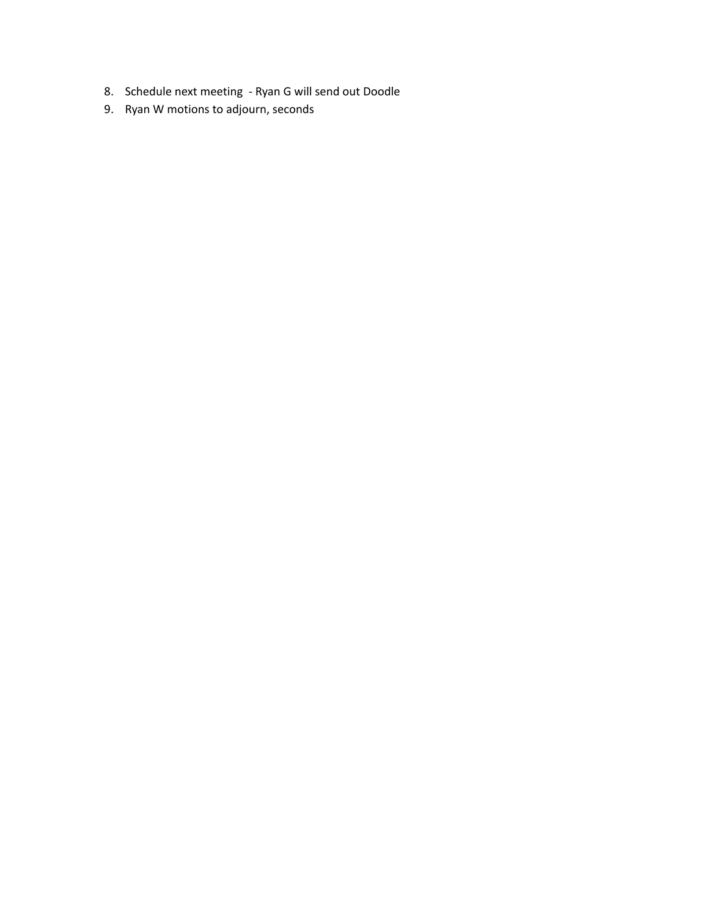8. Schedule next meeting - Ryan G will send out Doodle
9. Ryan W motions to adjourn, seconds